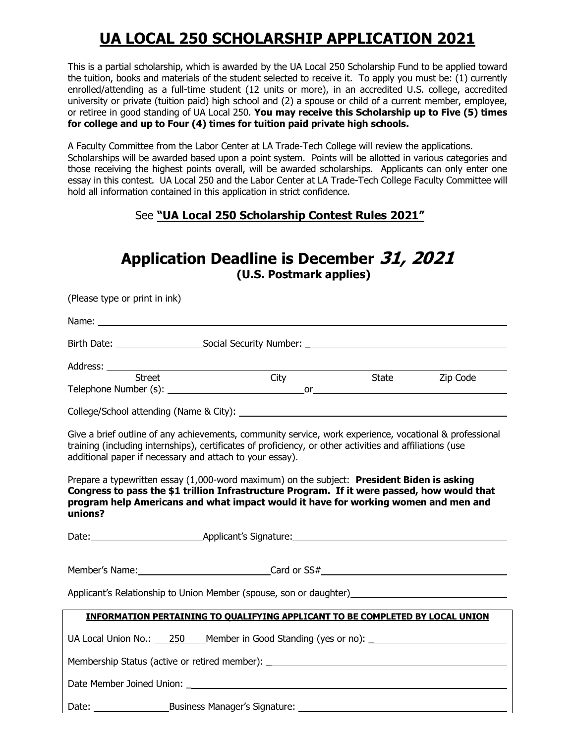# UA LOCAL 250 SCHOLARSHIP APPLICATION 2021

This is a partial scholarship, which is awarded by the UA Local 250 Scholarship Fund to be applied toward the tuition, books and materials of the student selected to receive it. To apply you must be: (1) currently enrolled/attending as a full-time student (12 units or more), in an accredited U.S. college, accredited university or private (tuition paid) high school and (2) a spouse or child of a current member, employee, or retiree in good standing of UA Local 250. **You may receive this Scholarship up to Five (5) times for college and up to Four (4) times for tuition paid private high schools.**

A Faculty Committee from the Labor Center at LA Trade-Tech College will review the applications. Scholarships will be awarded based upon a point system. Points will be allotted in various categories and those receiving the highest points overall, will be awarded scholarships. Applicants can only enter one essay in this contest. UA Local 250 and the Labor Center at LA Trade-Tech College Faculty Committee will hold all information contained in this application in strict confidence.

See **"UA Local 250 Scholarship Contest Rules 2021"**

## Application Deadline is December *31, 2021*

**(U.S. Postmark applies)**

(Please type or print in ink)

Name: ______________________________

Birth Date: ________________ Social Security Number: ______________________________

Address: ______________________________
Street City State Zip Code

Telephone Number (s): ______________________ or ______________________

College/School attending (Name & City): ______________________________

Give a brief outline of any achievements, community service, work experience, vocational & professional training (including internships), certificates of proficiency, or other activities and affiliations (use additional paper if necessary and attach to your essay).

Prepare a typewritten essay (1,000-word maximum) on the subject: **President Biden is asking Congress to pass the $1 trillion Infrastructure Program. If it were passed, how would that program help Americans and what impact would it have for working women and men and unions?**

Date: ____________________ Applicant's Signature: ______________________________

Member's Name: ______________________ Card or SS# ______________________________

Applicant's Relationship to Union Member (spouse, son or daughter) ______________________

**INFORMATION PERTAINING TO QUALIFYING APPLICANT TO BE COMPLETED BY LOCAL UNION**

UA Local Union No.: 250 Member in Good Standing (yes or no): ______________________

Membership Status (active or retired member): ______________________________

Date Member Joined Union: ______________________________

Date: ______________ Business Manager's Signature: ______________________________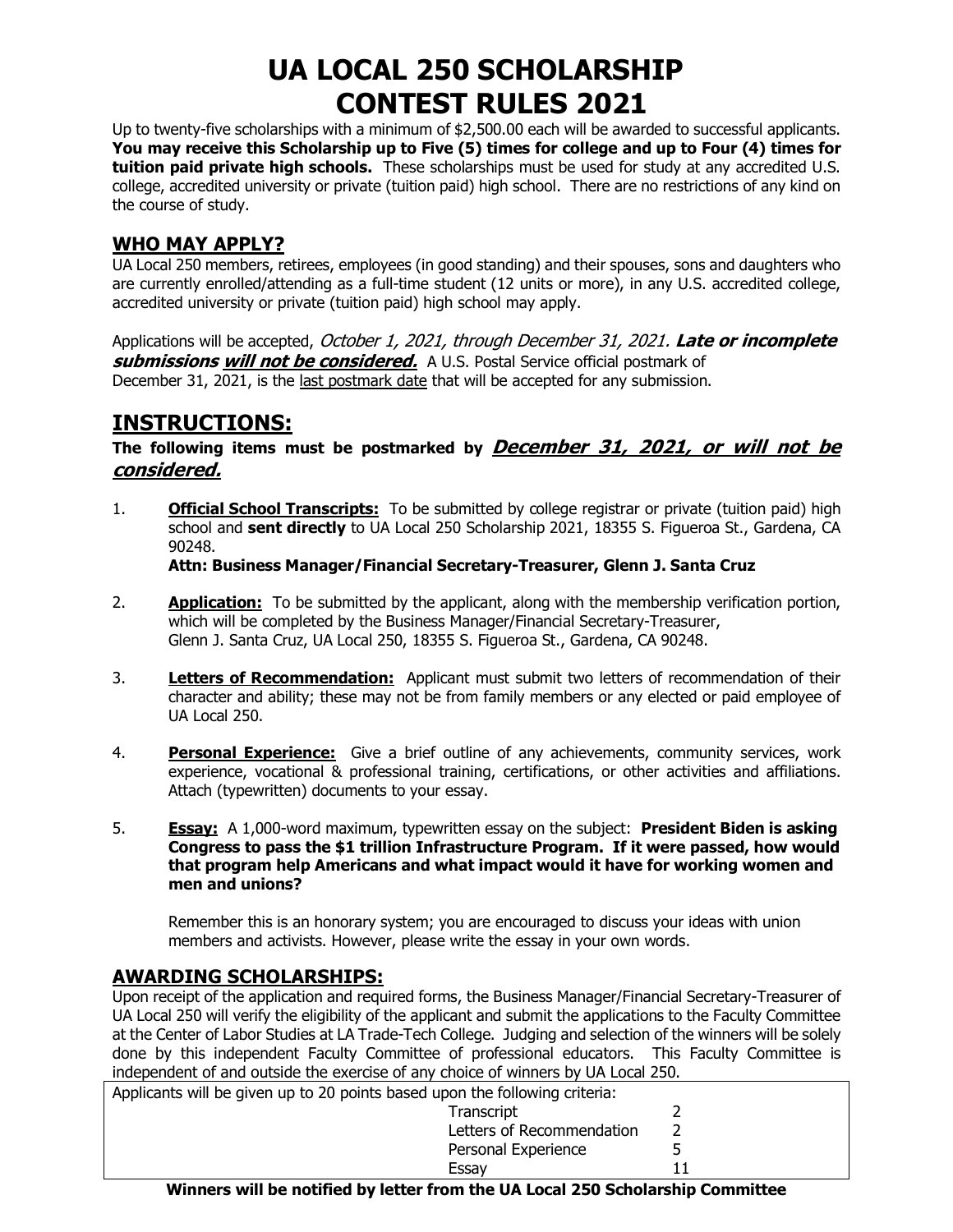# UA LOCAL 250 SCHOLARSHIP CONTEST RULES 2021

Up to twenty-five scholarships with a minimum of $2,500.00 each will be awarded to successful applicants. **You may receive this Scholarship up to Five (5) times for college and up to Four (4) times for tuition paid private high schools.** These scholarships must be used for study at any accredited U.S. college, accredited university or private (tuition paid) high school. There are no restrictions of any kind on the course of study.

## WHO MAY APPLY?

UA Local 250 members, retirees, employees (in good standing) and their spouses, sons and daughters who are currently enrolled/attending as a full-time student (12 units or more), in any U.S. accredited college, accredited university or private (tuition paid) high school may apply.

Applications will be accepted, *October 1, 2021, through December 31, 2021.* ***Late or incomplete submissions will not be considered.*** A U.S. Postal Service official postmark of December 31, 2021, is the last postmark date that will be accepted for any submission.

## INSTRUCTIONS:

**The following items must be postmarked by *December 31, 2021, or will not be considered.***

1. **Official School Transcripts:** To be submitted by college registrar or private (tuition paid) high school and **sent directly** to UA Local 250 Scholarship 2021, 18355 S. Figueroa St., Gardena, CA 90248.
   **Attn: Business Manager/Financial Secretary-Treasurer, Glenn J. Santa Cruz**

2. **Application:** To be submitted by the applicant, along with the membership verification portion, which will be completed by the Business Manager/Financial Secretary-Treasurer, Glenn J. Santa Cruz, UA Local 250, 18355 S. Figueroa St., Gardena, CA 90248.

3. **Letters of Recommendation:** Applicant must submit two letters of recommendation of their character and ability; these may not be from family members or any elected or paid employee of UA Local 250.

4. **Personal Experience:** Give a brief outline of any achievements, community services, work experience, vocational & professional training, certifications, or other activities and affiliations. Attach (typewritten) documents to your essay.

5. **Essay:** A 1,000-word maximum, typewritten essay on the subject: **President Biden is asking Congress to pass the $1 trillion Infrastructure Program. If it were passed, how would that program help Americans and what impact would it have for working women and men and unions?**

   Remember this is an honorary system; you are encouraged to discuss your ideas with union members and activists. However, please write the essay in your own words.

## AWARDING SCHOLARSHIPS:

Upon receipt of the application and required forms, the Business Manager/Financial Secretary-Treasurer of UA Local 250 will verify the eligibility of the applicant and submit the applications to the Faculty Committee at the Center of Labor Studies at LA Trade-Tech College. Judging and selection of the winners will be solely done by this independent Faculty Committee of professional educators. This Faculty Committee is independent of and outside the exercise of any choice of winners by UA Local 250.

Applicants will be given up to 20 points based upon the following criteria:

| Criteria | Points |
|---|---|
| Transcript | 2 |
| Letters of Recommendation | 2 |
| Personal Experience | 5 |
| Essay | 11 |

**Winners will be notified by letter from the UA Local 250 Scholarship Committee**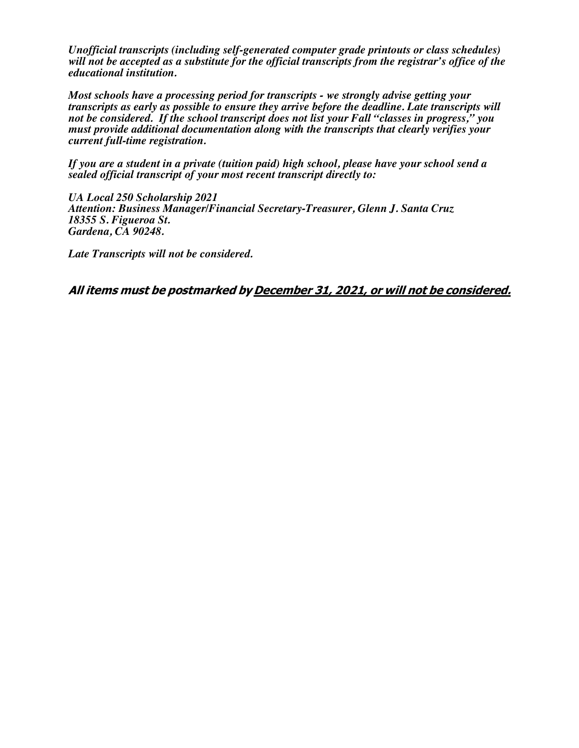*Unofficial transcripts (including self-generated computer grade printouts or class schedules) will not be accepted as a substitute for the official transcripts from the registrar's office of the educational institution.*

*Most schools have a processing period for transcripts - we strongly advise getting your transcripts as early as possible to ensure they arrive before the deadline. Late transcripts will not be considered. If the school transcript does not list your Fall "classes in progress," you must provide additional documentation along with the transcripts that clearly verifies your current full-time registration.*

*If you are a student in a private (tuition paid) high school, please have your school send a sealed official transcript of your most recent transcript directly to:*

*UA Local 250 Scholarship 2021*
*Attention: Business Manager/Financial Secretary-Treasurer, Glenn J. Santa Cruz*
*18355 S. Figueroa St.*
*Gardena, CA 90248.*

*Late Transcripts will not be considered.*

***All items must be postmarked by <u>December 31, 2021, or will not be considered.</u>***